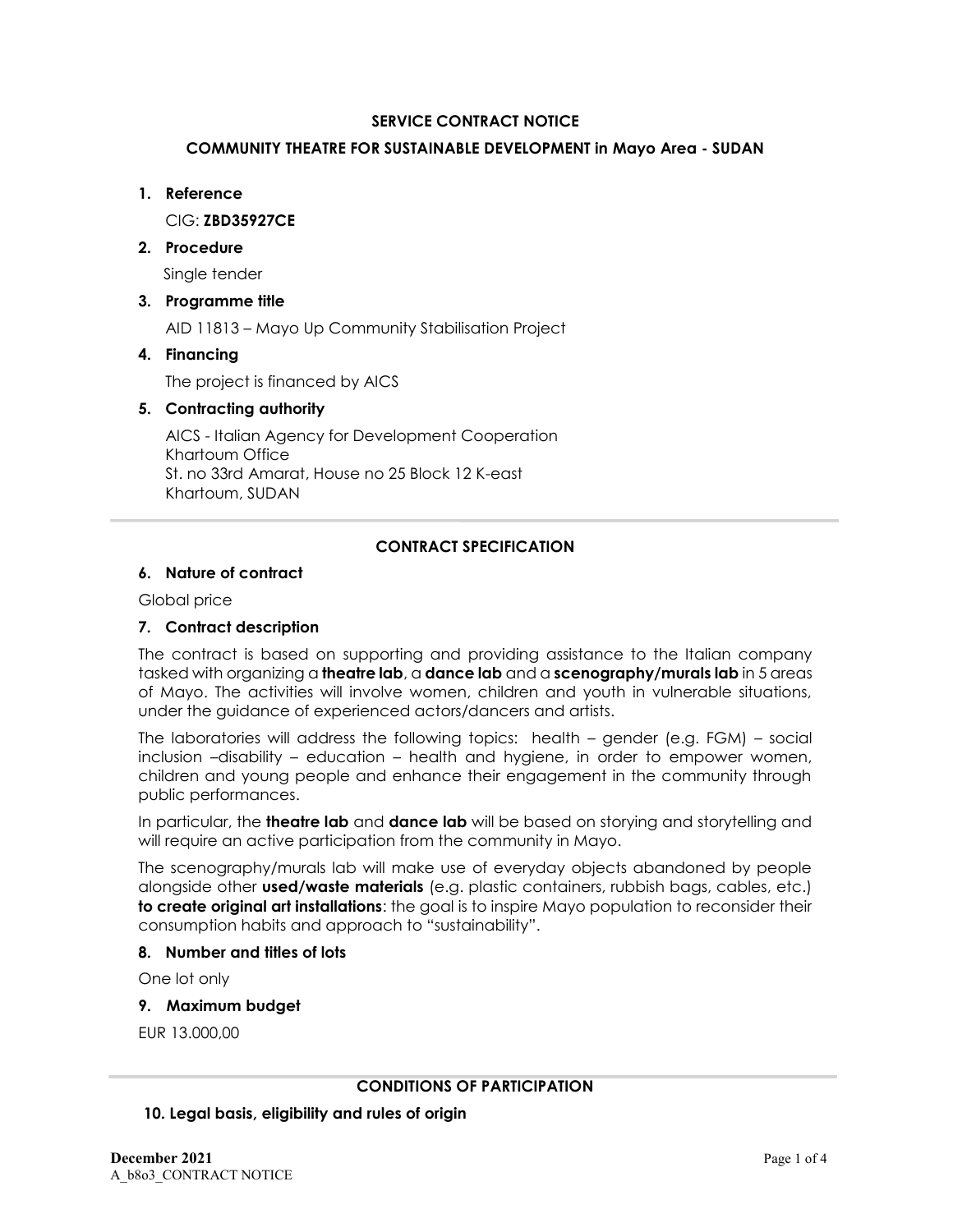**SERVICE CONTRACT NOTICE**

**COMMUNITY THEATRE FOR SUSTAINABLE DEVELOPMENT in Mayo Area - SUDAN**

1. **Reference**

   CIG: **ZBD35927CE**

2. **Procedure**

   Single tender

3. **Programme title**

   AID 11813 – Mayo Up Community Stabilisation Project

4. **Financing**

   The project is financed by AICS

5. **Contracting authority**

   AICS - Italian Agency for Development Cooperation
   Khartoum Office
   St. no 33rd Amarat, House no 25 Block 12 K-east
   Khartoum, SUDAN

---

**CONTRACT SPECIFICATION**

**6. Nature of contract**

Global price

**7. Contract description**

The contract is based on supporting and providing assistance to the Italian company tasked with organizing a **theatre lab**, a **dance lab** and a **scenography/murals lab** in 5 areas of Mayo. The activities will involve women, children and youth in vulnerable situations, under the guidance of experienced actors/dancers and artists.

The laboratories will address the following topics: health – gender (e.g. FGM) – social inclusion –disability – education – health and hygiene, in order to empower women, children and young people and enhance their engagement in the community through public performances.

In particular, the **theatre lab** and **dance lab** will be based on storying and storytelling and will require an active participation from the community in Mayo.

The scenography/murals lab will make use of everyday objects abandoned by people alongside other **used/waste materials** (e.g. plastic containers, rubbish bags, cables, etc.) **to create original art installations**: the goal is to inspire Mayo population to reconsider their consumption habits and approach to "sustainability".

**8. Number and titles of lots**

One lot only

**9. Maximum budget**

EUR 13.000,00

---

**CONDITIONS OF PARTICIPATION**

**10. Legal basis, eligibility and rules of origin**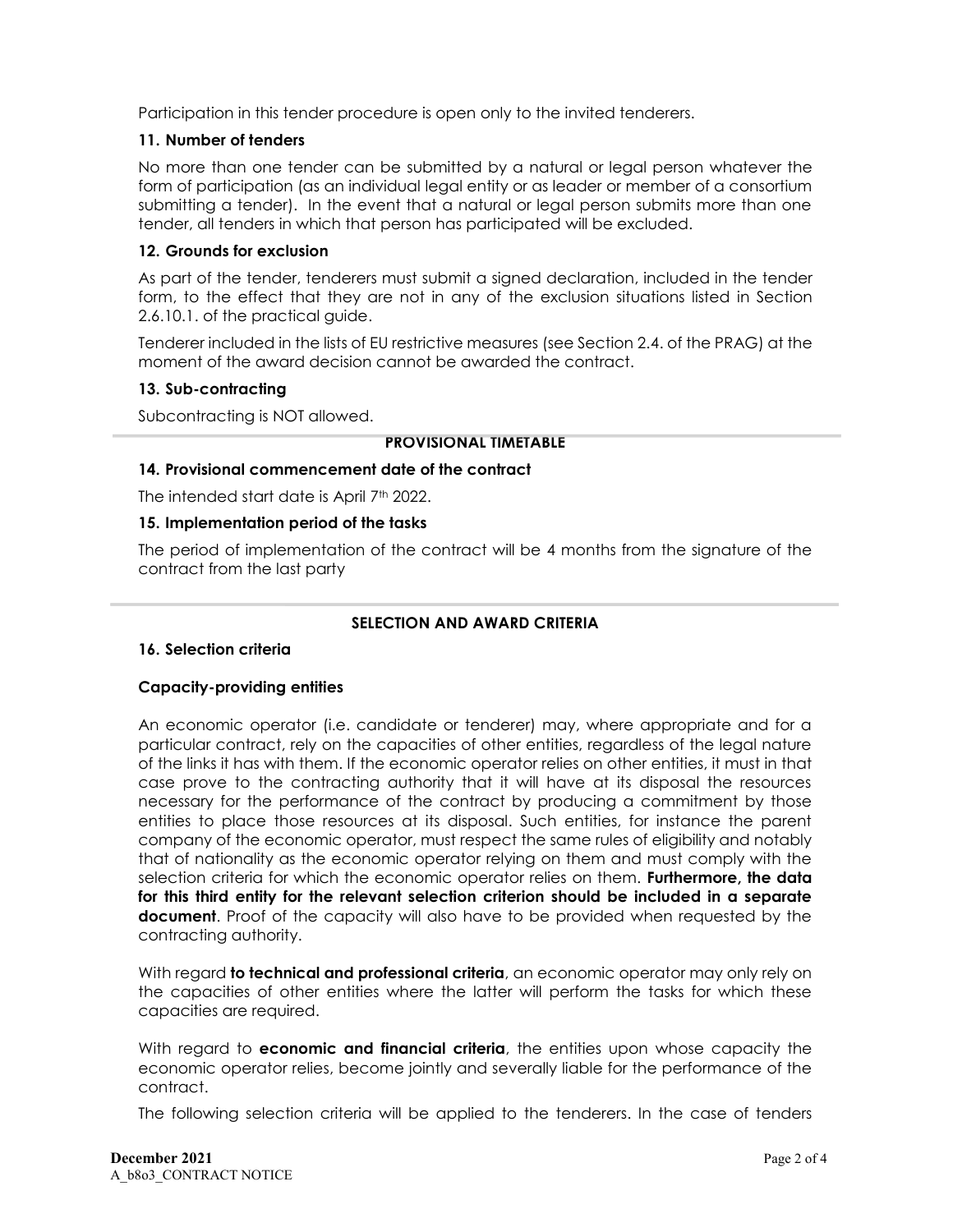Participation in this tender procedure is open only to the invited tenderers.

### 11. Number of tenders

No more than one tender can be submitted by a natural or legal person whatever the form of participation (as an individual legal entity or as leader or member of a consortium submitting a tender). In the event that a natural or legal person submits more than one tender, all tenders in which that person has participated will be excluded.

### 12. Grounds for exclusion

As part of the tender, tenderers must submit a signed declaration, included in the tender form, to the effect that they are not in any of the exclusion situations listed in Section 2.6.10.1. of the practical guide.

Tenderer included in the lists of EU restrictive measures (see Section 2.4. of the PRAG) at the moment of the award decision cannot be awarded the contract.

### 13. Sub-contracting

Subcontracting is NOT allowed.

## PROVISIONAL TIMETABLE

### 14. Provisional commencement date of the contract

The intended start date is April 7th 2022.

### 15. Implementation period of the tasks

The period of implementation of the contract will be 4 months from the signature of the contract from the last party

## SELECTION AND AWARD CRITERIA

### 16. Selection criteria

**Capacity-providing entities**

An economic operator (i.e. candidate or tenderer) may, where appropriate and for a particular contract, rely on the capacities of other entities, regardless of the legal nature of the links it has with them. If the economic operator relies on other entities, it must in that case prove to the contracting authority that it will have at its disposal the resources necessary for the performance of the contract by producing a commitment by those entities to place those resources at its disposal. Such entities, for instance the parent company of the economic operator, must respect the same rules of eligibility and notably that of nationality as the economic operator relying on them and must comply with the selection criteria for which the economic operator relies on them. **Furthermore, the data for this third entity for the relevant selection criterion should be included in a separate document**. Proof of the capacity will also have to be provided when requested by the contracting authority.

With regard **to technical and professional criteria**, an economic operator may only rely on the capacities of other entities where the latter will perform the tasks for which these capacities are required.

With regard to **economic and financial criteria**, the entities upon whose capacity the economic operator relies, become jointly and severally liable for the performance of the contract.

The following selection criteria will be applied to the tenderers. In the case of tenders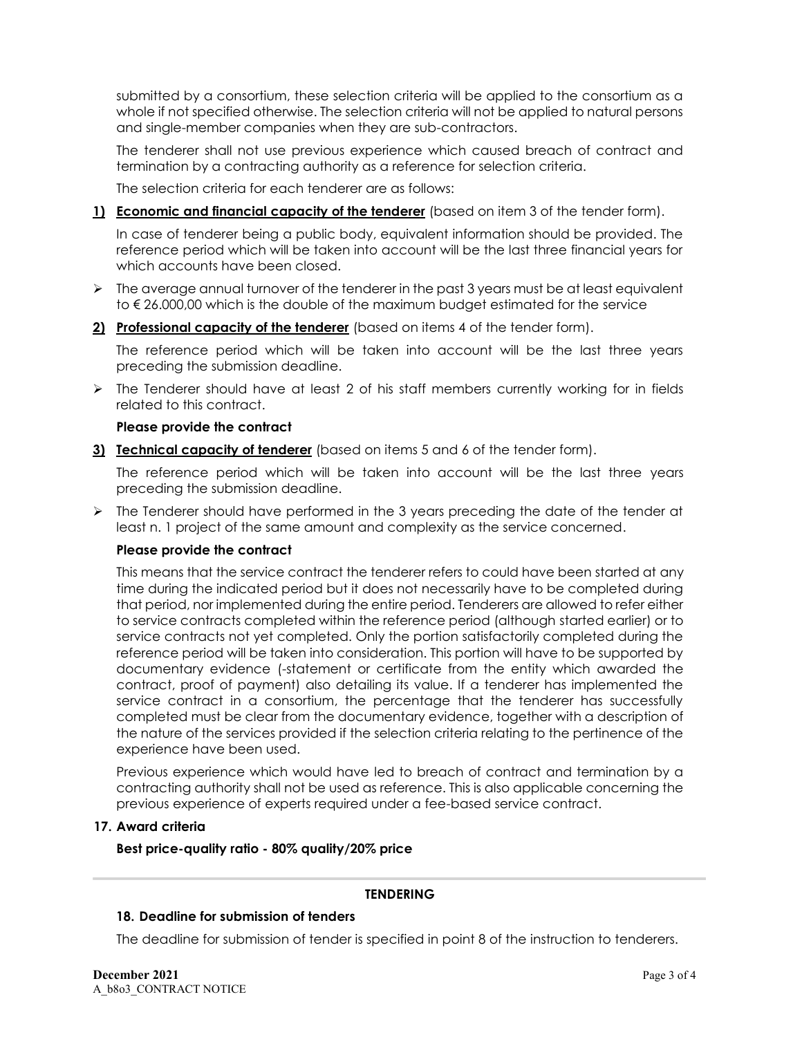submitted by a consortium, these selection criteria will be applied to the consortium as a whole if not specified otherwise. The selection criteria will not be applied to natural persons and single-member companies when they are sub-contractors.

The tenderer shall not use previous experience which caused breach of contract and termination by a contracting authority as a reference for selection criteria.

The selection criteria for each tenderer are as follows:

**1) Economic and financial capacity of the tenderer** (based on item 3 of the tender form).

In case of tenderer being a public body, equivalent information should be provided. The reference period which will be taken into account will be the last three financial years for which accounts have been closed.

- The average annual turnover of the tenderer in the past 3 years must be at least equivalent to € 26.000,00 which is the double of the maximum budget estimated for the service

**2) Professional capacity of the tenderer** (based on items 4 of the tender form).

The reference period which will be taken into account will be the last three years preceding the submission deadline.

- The Tenderer should have at least 2 of his staff members currently working for in fields related to this contract.

**Please provide the contract**

**3) Technical capacity of tenderer** (based on items 5 and 6 of the tender form).

The reference period which will be taken into account will be the last three years preceding the submission deadline.

- The Tenderer should have performed in the 3 years preceding the date of the tender at least n. 1 project of the same amount and complexity as the service concerned.

**Please provide the contract**

This means that the service contract the tenderer refers to could have been started at any time during the indicated period but it does not necessarily have to be completed during that period, nor implemented during the entire period. Tenderers are allowed to refer either to service contracts completed within the reference period (although started earlier) or to service contracts not yet completed. Only the portion satisfactorily completed during the reference period will be taken into consideration. This portion will have to be supported by documentary evidence (-statement or certificate from the entity which awarded the contract, proof of payment) also detailing its value. If a tenderer has implemented the service contract in a consortium, the percentage that the tenderer has successfully completed must be clear from the documentary evidence, together with a description of the nature of the services provided if the selection criteria relating to the pertinence of the experience have been used.

Previous experience which would have led to breach of contract and termination by a contracting authority shall not be used as reference. This is also applicable concerning the previous experience of experts required under a fee-based service contract.

### 17. Award criteria

**Best price-quality ratio - 80% quality/20% price**

---

## TENDERING

### 18. Deadline for submission of tenders

The deadline for submission of tender is specified in point 8 of the instruction to tenderers.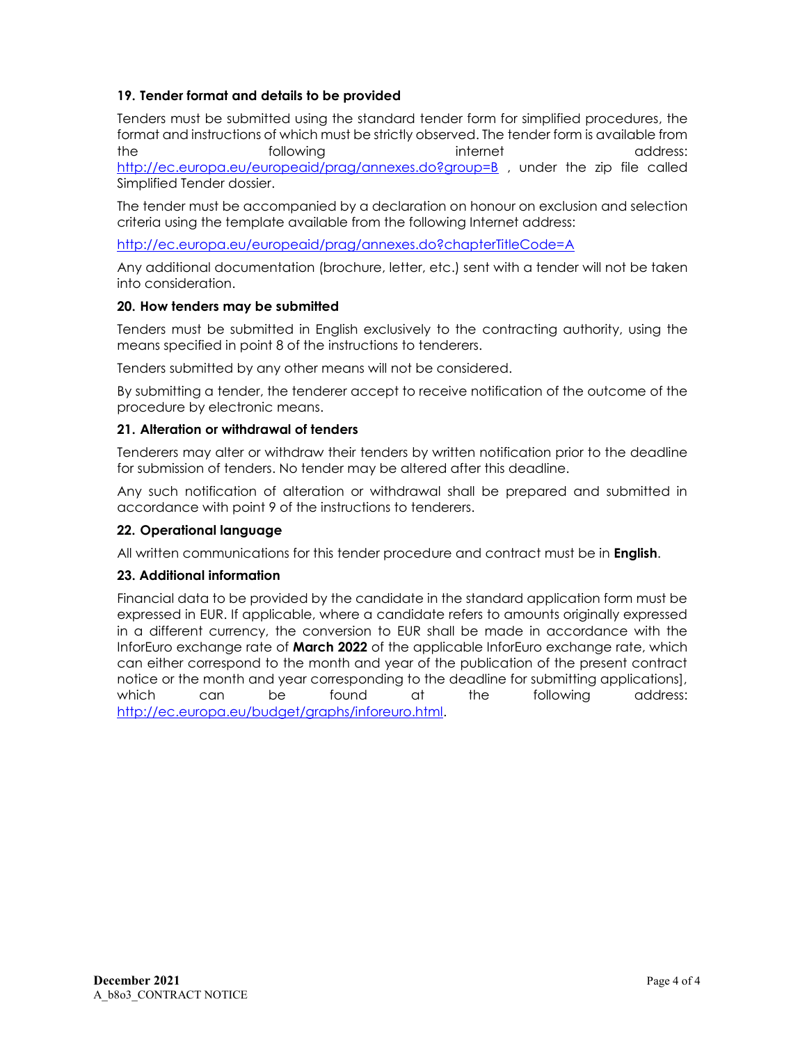### 19. Tender format and details to be provided

Tenders must be submitted using the standard tender form for simplified procedures, the format and instructions of which must be strictly observed. The tender form is available from the following internet address: http://ec.europa.eu/europeaid/prag/annexes.do?group=B , under the zip file called Simplified Tender dossier.

The tender must be accompanied by a declaration on honour on exclusion and selection criteria using the template available from the following Internet address:

http://ec.europa.eu/europeaid/prag/annexes.do?chapterTitleCode=A

Any additional documentation (brochure, letter, etc.) sent with a tender will not be taken into consideration.

### 20. How tenders may be submitted

Tenders must be submitted in English exclusively to the contracting authority, using the means specified in point 8 of the instructions to tenderers.

Tenders submitted by any other means will not be considered.

By submitting a tender, the tenderer accept to receive notification of the outcome of the procedure by electronic means.

### 21. Alteration or withdrawal of tenders

Tenderers may alter or withdraw their tenders by written notification prior to the deadline for submission of tenders. No tender may be altered after this deadline.

Any such notification of alteration or withdrawal shall be prepared and submitted in accordance with point 9 of the instructions to tenderers.

### 22. Operational language

All written communications for this tender procedure and contract must be in **English**.

### 23. Additional information

Financial data to be provided by the candidate in the standard application form must be expressed in EUR. If applicable, where a candidate refers to amounts originally expressed in a different currency, the conversion to EUR shall be made in accordance with the InforEuro exchange rate of **March 2022** of the applicable InforEuro exchange rate, which can either correspond to the month and year of the publication of the present contract notice or the month and year corresponding to the deadline for submitting applications], which can be found at the following address: http://ec.europa.eu/budget/graphs/inforeuro.html.